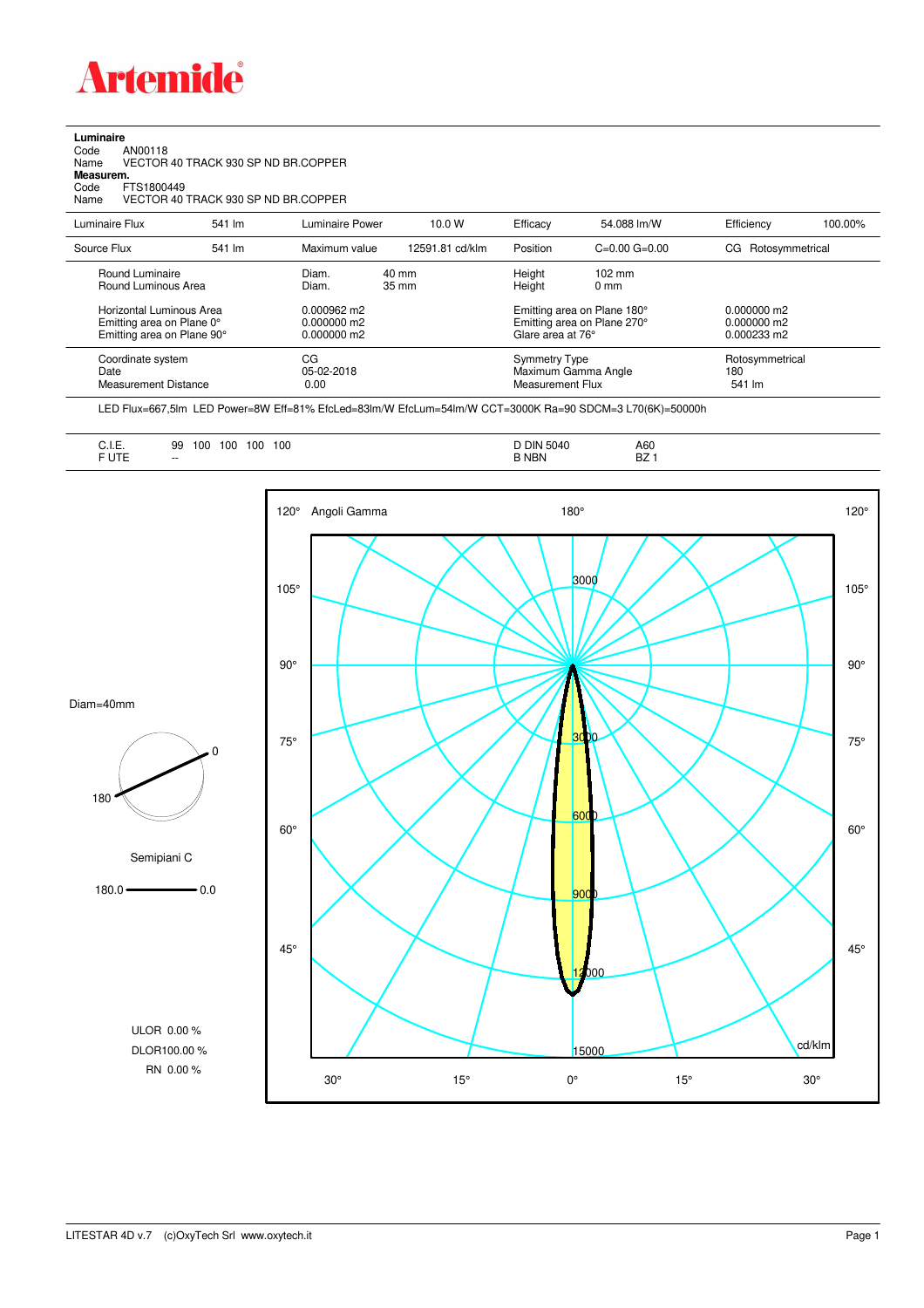**Artemide**

**Luminaire**

Code AN00118

Name VECTOR 40 TRACK 930 SP ND BR.COPPER

**Measurem.**

Code FTS1800449

Name VECTOR 40 TRACK 930 SP ND BR.COPPER

| Luminaire Flux | 541 lm | Luminaire Power | 10.0 W | Efficacy | 54.088 lm/W | Efficiency | 100.00% |
|---|---|---|---|---|---|---|---|
| Source Flux | 541 lm | Maximum value | 12591.81 cd/klm | Position | C=0.00 G=0.00 | CG Rotosymmetrical | |

| | | | | |
|---|---|---|---|---|
| Round Luminaire | Diam. 40 mm | | Height 102 mm | |
| Round Luminous Area | Diam. 35 mm | | Height 0 mm | |
| Horizontal Luminous Area | 0.000962 m2 | | Emitting area on Plane 180° | 0.000000 m2 |
| Emitting area on Plane 0° | 0.000000 m2 | | Emitting area on Plane 270° | 0.000000 m2 |
| Emitting area on Plane 90° | 0.000000 m2 | | Glare area at 76° | 0.000233 m2 |
| Coordinate system | CG | | Symmetry Type | Rotosymmetrical |
| Date | 05-02-2018 | | Maximum Gamma Angle | 180 |
| Measurement Distance | 0.00 | | Measurement Flux | 541 lm |

LED Flux=667,5lm LED Power=8W Eff=81% EfcLed=83lm/W EfcLum=54lm/W CCT=3000K Ra=90 SDCM=3 L70(6K)=50000h

| | | | |
|---|---|---|---|
| C.I.E. | 99 100 100 100 100 | D DIN 5040 | A60 |
| F UTE | -- | B NBN | BZ 1 |

Diam=40mm

Semipiani C

180.0 — 0.0

ULOR 0.00 %

DLOR100.00 %

RN 0.00 %

Angoli Gamma

cd/klm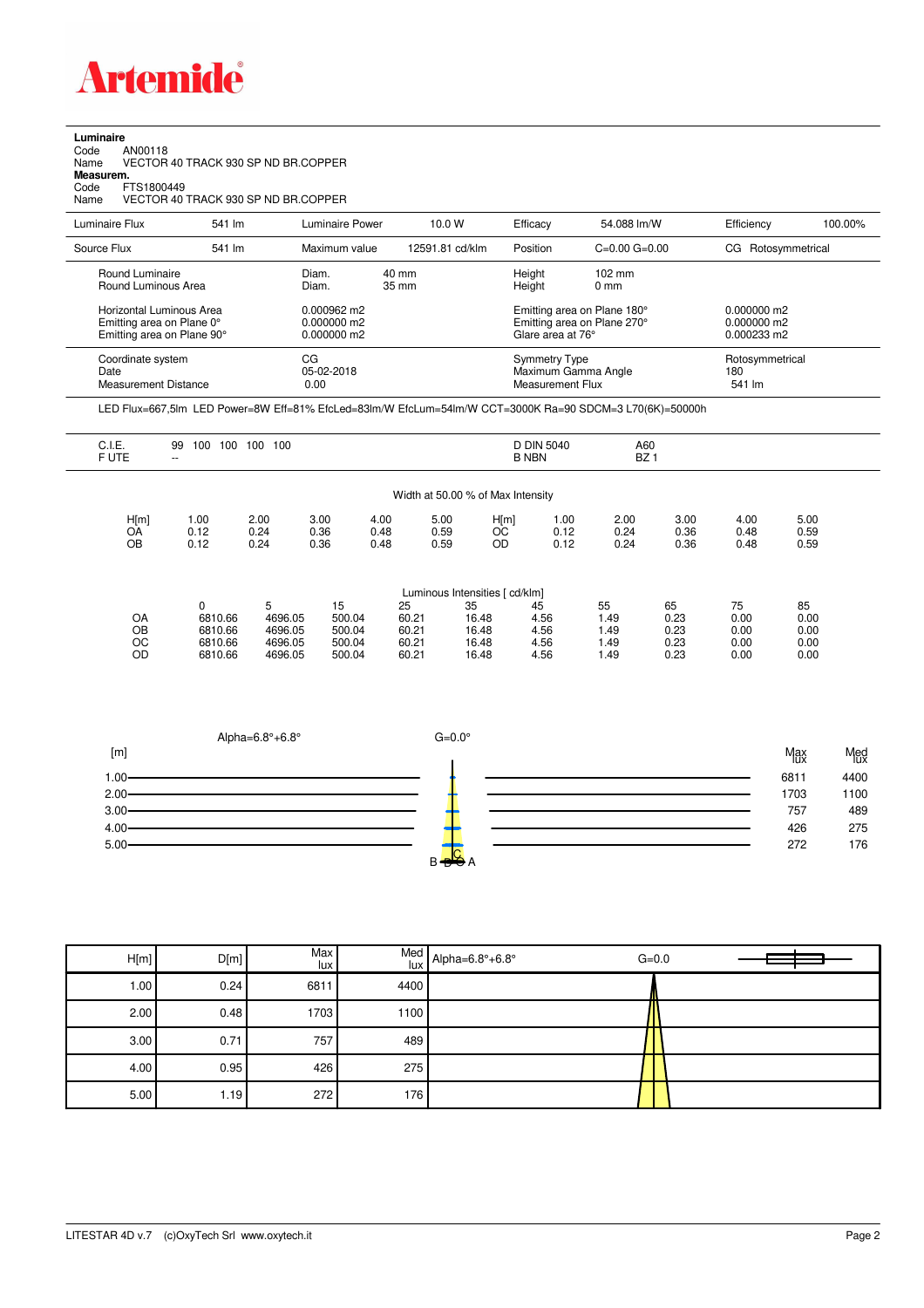# Artemide

**Luminaire**
Code AN00118
Name VECTOR 40 TRACK 930 SP ND BR.COPPER
**Measurem.**
Code FTS1800449
Name VECTOR 40 TRACK 930 SP ND BR.COPPER

| | | | | | | | |
|---|---|---|---|---|---|---|---|
| Luminaire Flux | 541 lm | Luminaire Power | 10.0 W | Efficacy | 54.088 lm/W | Efficiency | 100.00% |
| Source Flux | 541 lm | Maximum value | 12591.81 cd/klm | Position | C=0.00 G=0.00 | CG | Rotosymmetrical |

| | | | | | | |
|---|---|---|---|---|---|---|
| Round Luminaire | Diam. | 40 mm | Height | 102 mm | | |
| Round Luminous Area | Diam. | 35 mm | Height | 0 mm | | |
| Horizontal Luminous Area | 0.000962 m2 | | Emitting area on Plane 180° | | 0.000000 m2 | |
| Emitting area on Plane 0° | 0.000000 m2 | | Emitting area on Plane 270° | | 0.000000 m2 | |
| Emitting area on Plane 90° | 0.000000 m2 | | Glare area at 76° | | 0.000233 m2 | |

| | | | |
|---|---|---|---|
| Coordinate system | CG | Symmetry Type | Rotosymmetrical |
| Date | 05-02-2018 | Maximum Gamma Angle | 180 |
| Measurement Distance | 0.00 | Measurement Flux | 541 lm |

LED Flux=667,5lm LED Power=8W Eff=81% EfcLed=83lm/W EfcLum=54lm/W CCT=3000K Ra=90 SDCM=3 L70(6K)=50000h

| | | | |
|---|---|---|---|
| C.I.E. | 99 100 100 100 100 | D DIN 5040 | A60 |
| F UTE | -- | B NBN | BZ 1 |

Width at 50.00 % of Max Intensity

| H[m] | 1.00 | 2.00 | 3.00 | 4.00 | 5.00 | H[m] | 1.00 | 2.00 | 3.00 | 4.00 | 5.00 |
|---|---|---|---|---|---|---|---|---|---|---|---|
| OA | 0.12 | 0.24 | 0.36 | 0.48 | 0.59 | OC | 0.12 | 0.24 | 0.36 | 0.48 | 0.59 |
| OB | 0.12 | 0.24 | 0.36 | 0.48 | 0.59 | OD | 0.12 | 0.24 | 0.36 | 0.48 | 0.59 |

Luminous Intensities [ cd/klm]

| | 0 | 5 | 15 | 25 | 35 | 45 | 55 | 65 | 75 | 85 |
|---|---|---|---|---|---|---|---|---|---|---|
| OA | 6810.66 | 4696.05 | 500.04 | 60.21 | 16.48 | 4.56 | 1.49 | 0.23 | 0.00 | 0.00 |
| OB | 6810.66 | 4696.05 | 500.04 | 60.21 | 16.48 | 4.56 | 1.49 | 0.23 | 0.00 | 0.00 |
| OC | 6810.66 | 4696.05 | 500.04 | 60.21 | 16.48 | 4.56 | 1.49 | 0.23 | 0.00 | 0.00 |
| OD | 6810.66 | 4696.05 | 500.04 | 60.21 | 16.48 | 4.56 | 1.49 | 0.23 | 0.00 | 0.00 |

Alpha=6.8°+6.8°
G=0.0°
[m]
1.00
2.00
3.00
4.00
5.00
B D C A
Max lux: 6811, 1703, 757, 426, 272
Med lux: 4400, 1100, 489, 275, 176

| H[m] | D[m] | Max lux | Med lux | Alpha=6.8°+6.8° G=0.0 |
|---|---|---|---|---|
| 1.00 | 0.24 | 6811 | 4400 | |
| 2.00 | 0.48 | 1703 | 1100 | |
| 3.00 | 0.71 | 757 | 489 | |
| 4.00 | 0.95 | 426 | 275 | |
| 5.00 | 1.19 | 272 | 176 | |

LITESTAR 4D v.7 (c)OxyTech Srl www.oxytech.it